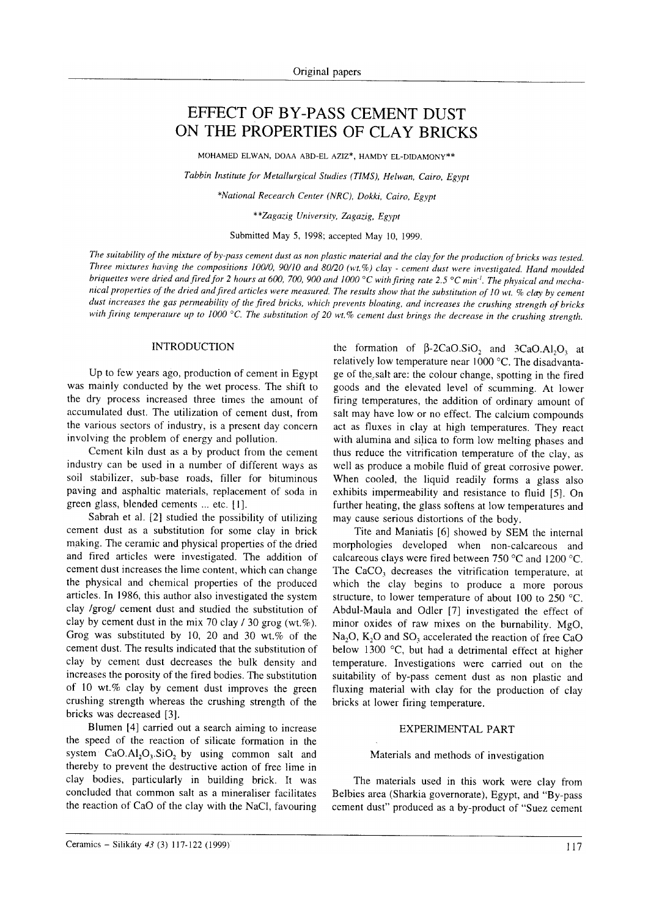# EFFECT OF BY-PASS CEMENT DUST ON THE PROPERTIES OF CLAY BRICKS

MOHAMED ELWAN, DOAA ABD-EL AZIZ*, HAMDY EL-DIDAMONY**

*Tabbin Institute for Metallurgical Studies (TIMS), Helwan, Cairo, Egypt*

*\*National Recearch Center (NRC), Dokki, Cairo, Egypt*

*\*\*Zagazig University, Zagazig, Egypt*

Submitted May 5, 1998; accepted May 10, 1999.

*The suitability of the mixture of by-pass cement dust as non plastic material and the clay for the production of bricks was tested. Three mixtures having the compositions 100/0, 90/10 and 80/20 (wt.%) clay - cement dust were investigated. Hand moulded briquettes were dried and fired for 2 hours at 600, 700, 900 and 1000 °C with firing rate 2.5 °C min$^{-1}$. The physical and mechanical properties of the dried and fired articles were measured. The results show that the substitution of 10 wt. % clay by cement dust increases the gas permeability of the fired bricks, which prevents bloating, and increases the crushing strength of bricks with firing temperature up to 1000 °C. The substitution of 20 wt.% cement dust brings the decrease in the crushing strength.*

## INTRODUCTION

Up to few years ago, production of cement in Egypt was mainly conducted by the wet process. The shift to the dry process increased three times the amount of accumulated dust. The utilization of cement dust, from the various sectors of industry, is a present day concern involving the problem of energy and pollution.

Cement kiln dust as a by product from the cement industry can be used in a number of different ways as soil stabilizer, sub-base roads, filler for bituminous paving and asphaltic materials, replacement of soda in green glass, blended cements ... etc. [1].

Sabrah et al. [2] studied the possibility of utilizing cement dust as a substitution for some clay in brick making. The ceramic and physical properties of the dried and fired articles were investigated. The addition of cement dust increases the lime content, which can change the physical and chemical properties of the produced articles. In 1986, this author also investigated the system clay /grog/ cement dust and studied the substitution of clay by cement dust in the mix 70 clay / 30 grog (wt.%). Grog was substituted by 10, 20 and 30 wt.% of the cement dust. The results indicated that the substitution of clay by cement dust decreases the bulk density and increases the porosity of the fired bodies. The substitution of 10 wt.% clay by cement dust improves the green crushing strength whereas the crushing strength of the bricks was decreased [3].

Blumen [4] carried out a search aiming to increase the speed of the reaction of silicate formation in the system $CaO.Al_2O_3.SiO_2$ by using common salt and thereby to prevent the destructive action of free lime in clay bodies, particularly in building brick. It was concluded that common salt as a mineraliser facilitates the reaction of CaO of the clay with the NaCl, favouring the formation of $\beta$-$2CaO.SiO_2$ and $3CaO.Al_2O_3$ at relatively low temperature near 1000 °C. The disadvantage of the salt are: the colour change, spotting in the fired goods and the elevated level of scumming. At lower firing temperatures, the addition of ordinary amount of salt may have low or no effect. The calcium compounds act as fluxes in clay at high temperatures. They react with alumina and silica to form low melting phases and thus reduce the vitrification temperature of the clay, as well as produce a mobile fluid of great corrosive power. When cooled, the liquid readily forms a glass also exhibits impermeability and resistance to fluid [5]. On further heating, the glass softens at low temperatures and may cause serious distortions of the body.

Tite and Maniatis [6] showed by SEM the internal morphologies developed when non-calcareous and calcareous clays were fired between 750 °C and 1200 °C. The $CaCO_3$ decreases the vitrification temperature, at which the clay begins to produce a more porous structure, to lower temperature of about 100 to 250 °C. Abdul-Maula and Odler [7] investigated the effect of minor oxides of raw mixes on the burnability. MgO, $Na_2O$, $K_2O$ and $SO_3$ accelerated the reaction of free CaO below 1300 °C, but had a detrimental effect at higher temperature. Investigations were carried out on the suitability of by-pass cement dust as non plastic and fluxing material with clay for the production of clay bricks at lower firing temperature.

## EXPERIMENTAL PART

### Materials and methods of investigation

The materials used in this work were clay from Belbies area (Sharkia governorate), Egypt, and "By-pass cement dust" produced as a by-product of "Suez cement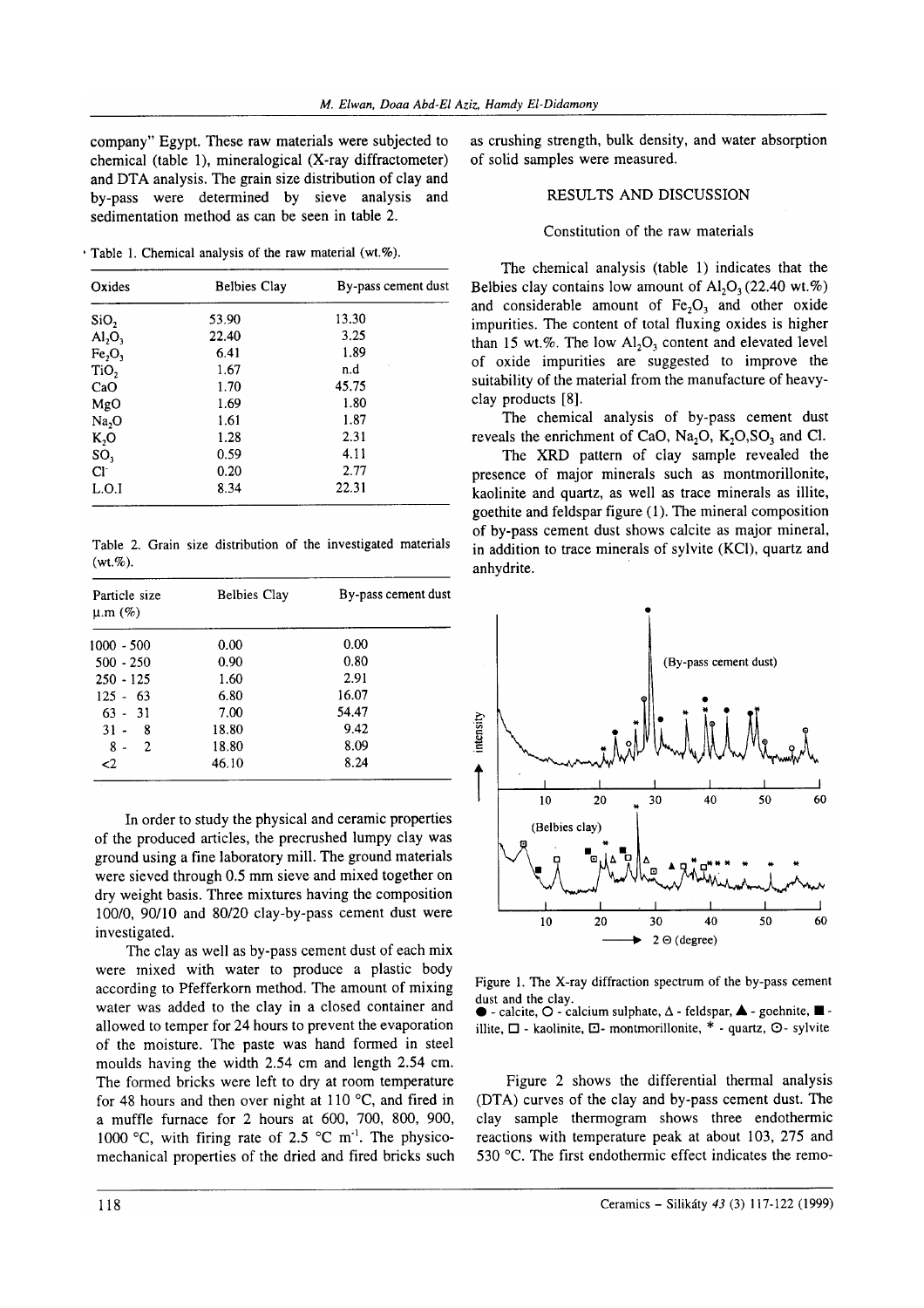company" Egypt. These raw materials were subjected to chemical (table 1), mineralogical (X-ray diffractometer) and DTA analysis. The grain size distribution of clay and by-pass were determined by sieve analysis and sedimentation method as can be seen in table 2.

Table 1. Chemical analysis of the raw material (wt.%).

| Oxides | Belbies Clay | By-pass cement dust |
|---|---|---|
| $SiO_2$ | 53.90 | 13.30 |
| $Al_2O_3$ | 22.40 | 3.25 |
| $Fe_2O_3$ | 6.41 | 1.89 |
| $TiO_2$ | 1.67 | n.d |
| CaO | 1.70 | 45.75 |
| MgO | 1.69 | 1.80 |
| $Na_2O$ | 1.61 | 1.87 |
| $K_2O$ | 1.28 | 2.31 |
| $SO_3$ | 0.59 | 4.11 |
| $Cl^-$ | 0.20 | 2.77 |
| L.O.I | 8.34 | 22.31 |

Table 2. Grain size distribution of the investigated materials (wt.%).

| Particle size μ.m (%) | Belbies Clay | By-pass cement dust |
|---|---|---|
| 1000 - 500 | 0.00 | 0.00 |
| 500 - 250 | 0.90 | 0.80 |
| 250 - 125 | 1.60 | 2.91 |
| 125 - 63 | 6.80 | 16.07 |
| 63 - 31 | 7.00 | 54.47 |
| 31 - 8 | 18.80 | 9.42 |
| 8 - 2 | 18.80 | 8.09 |
| <2 | 46.10 | 8.24 |

In order to study the physical and ceramic properties of the produced articles, the precrushed lumpy clay was ground using a fine laboratory mill. The ground materials were sieved through 0.5 mm sieve and mixed together on dry weight basis. Three mixtures having the composition 100/0, 90/10 and 80/20 clay-by-pass cement dust were investigated.

The clay as well as by-pass cement dust of each mix were mixed with water to produce a plastic body according to Pfefferkorn method. The amount of mixing water was added to the clay in a closed container and allowed to temper for 24 hours to prevent the evaporation of the moisture. The paste was hand formed in steel moulds having the width 2.54 cm and length 2.54 cm. The formed bricks were left to dry at room temperature for 48 hours and then over night at 110 °C, and fired in a muffle furnace for 2 hours at 600, 700, 800, 900, 1000 °C, with firing rate of 2.5 °C $m^{-1}$. The physico-mechanical properties of the dried and fired bricks such as crushing strength, bulk density, and water absorption of solid samples were measured.

## RESULTS AND DISCUSSION

### Constitution of the raw materials

The chemical analysis (table 1) indicates that the Belbies clay contains low amount of $Al_2O_3$ (22.40 wt.%) and considerable amount of $Fe_2O_3$ and other oxide impurities. The content of total fluxing oxides is higher than 15 wt.%. The low $Al_2O_3$ content and elevated level of oxide impurities are suggested to improve the suitability of the material from the manufacture of heavy-clay products [8].

The chemical analysis of by-pass cement dust reveals the enrichment of CaO, $Na_2O$, $K_2O$, $SO_3$ and Cl.

The XRD pattern of clay sample revealed the presence of major minerals such as montmorillonite, kaolinite and quartz, as well as trace minerals as illite, goethite and feldspar figure (1). The mineral composition of by-pass cement dust shows calcite as major mineral, in addition to trace minerals of sylvite (KCl), quartz and anhydrite.

Figure 1. The X-ray diffraction spectrum of the by-pass cement dust and the clay.
● - calcite, O - calcium sulphate, Δ - feldspar, ▲ - goehnite, ■ - illite, □ - kaolinite, ⊡ - montmorillonite, * - quartz, ⊙ - sylvite

Figure 2 shows the differential thermal analysis (DTA) curves of the clay and by-pass cement dust. The clay sample thermogram shows three endothermic reactions with temperature peak at about 103, 275 and 530 °C. The first endothermic effect indicates the remo-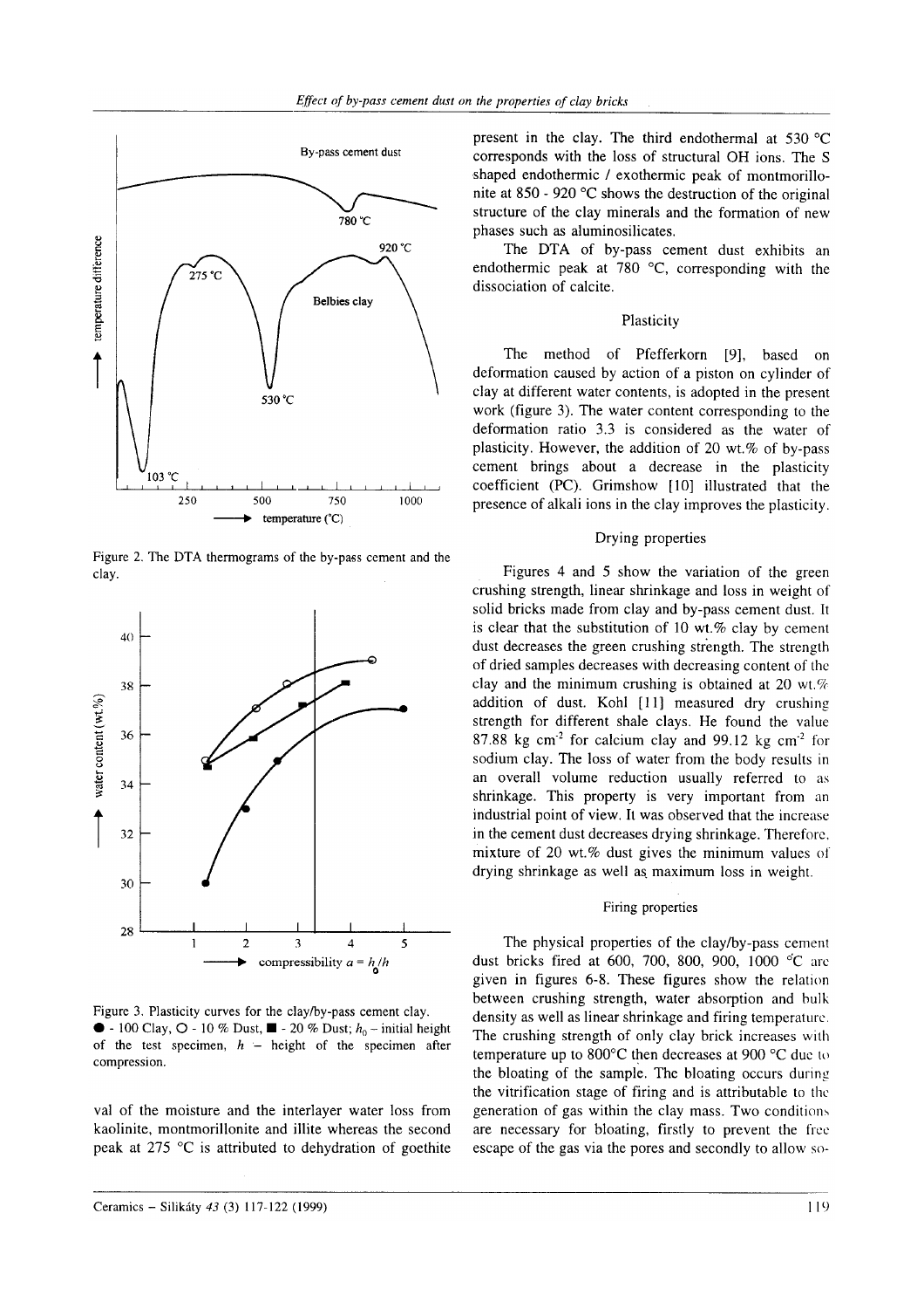Figure 2. The DTA thermograms of the by-pass cement and the clay.

Figure 3. Plasticity curves for the clay/by-pass cement clay. ● - 100 Clay, ○ - 10 % Dust, ■ - 20 % Dust; $h_0$ – initial height of the test specimen, $h$ – height of the specimen after compression.

val of the moisture and the interlayer water loss from kaolinite, montmorillonite and illite whereas the second peak at 275 °C is attributed to dehydration of goethite present in the clay. The third endothermal at 530 °C corresponds with the loss of structural OH ions. The S shaped endothermic / exothermic peak of montmorillonite at 850 - 920 °C shows the destruction of the original structure of the clay minerals and the formation of new phases such as aluminosilicates.

The DTA of by-pass cement dust exhibits an endothermic peak at 780 °C, corresponding with the dissociation of calcite.

### Plasticity

The method of Pfefferkorn [9], based on deformation caused by action of a piston on cylinder of clay at different water contents, is adopted in the present work (figure 3). The water content corresponding to the deformation ratio 3.3 is considered as the water of plasticity. However, the addition of 20 wt.% of by-pass cement brings about a decrease in the plasticity coefficient (PC). Grimshow [10] illustrated that the presence of alkali ions in the clay improves the plasticity.

### Drying properties

Figures 4 and 5 show the variation of the green crushing strength, linear shrinkage and loss in weight of solid bricks made from clay and by-pass cement dust. It is clear that the substitution of 10 wt.% clay by cement dust decreases the green crushing strength. The strength of dried samples decreases with decreasing content of the clay and the minimum crushing is obtained at 20 wt.% addition of dust. Kohl [11] measured dry crushing strength for different shale clays. He found the value 87.88 kg $cm^{-2}$ for calcium clay and 99.12 kg $cm^{-2}$ for sodium clay. The loss of water from the body results in an overall volume reduction usually referred to as shrinkage. This property is very important from an industrial point of view. It was observed that the increase in the cement dust decreases drying shrinkage. Therefore, mixture of 20 wt.% dust gives the minimum values of drying shrinkage as well as maximum loss in weight.

### Firing properties

The physical properties of the clay/by-pass cement dust bricks fired at 600, 700, 800, 900, 1000 °C are given in figures 6-8. These figures show the relation between crushing strength, water absorption and bulk density as well as linear shrinkage and firing temperature. The crushing strength of only clay brick increases with temperature up to 800°C then decreases at 900 °C due to the bloating of the sample. The bloating occurs during the vitrification stage of firing and is attributable to the generation of gas within the clay mass. Two conditions are necessary for bloating, firstly to prevent the free escape of the gas via the pores and secondly to allow so-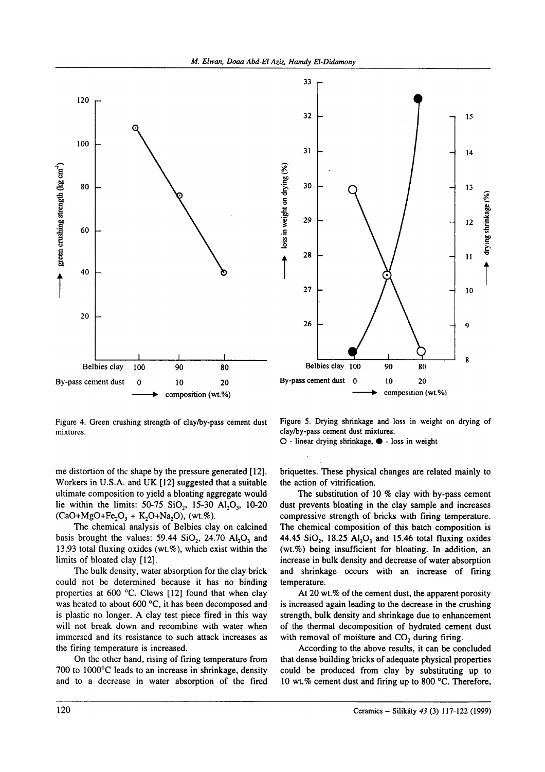Figure 4. Green crushing strength of clay/by-pass cement dust mixtures.

Figure 5. Drying shrinkage and loss in weight on drying of clay/by-pass cement dust mixtures.
○ - linear drying shrinkage, ● - loss in weight

me distortion of the shape by the pressure generated [12]. Workers in U.S.A. and UK [12] suggested that a suitable ultimate composition to yield a bloating aggregate would lie within the limits: 50-75 $SiO_2$, 15-30 $Al_2O_3$, 10-20 ($CaO+MgO+Fe_2O_3$ + $K_2O+Na_2O$), (wt.%).

The chemical analysis of Belbies clay on calcined basis brought the values: 59.44 $SiO_2$, 24.70 $Al_2O_3$ and 13.93 total fluxing oxides (wt.%), which exist within the limits of bloated clay [12].

The bulk density, water absorption for the clay brick could not be determined because it has no binding properties at 600 °C. Clews [12] found that when clay was heated to about 600 °C, it has been decomposed and is plastic no longer. A clay test piece fired in this way will not break down and recombine with water when immersed and its resistance to such attack increases as the firing temperature is increased.

On the other hand, rising of firing temperature from 700 to 1000°C leads to an increase in shrinkage, density and to a decrease in water absorption of the fired briquettes. These physical changes are related mainly to the action of vitrification.

The substitution of 10 % clay with by-pass cement dust prevents bloating in the clay sample and increases compressive strength of bricks with firing temperature. The chemical composition of this batch composition is 44.45 $SiO_2$, 18.25 $Al_2O_3$ and 15.46 total fluxing oxides (wt.%) being insufficient for bloating. In addition, an increase in bulk density and decrease of water absorption and shrinkage occurs with an increase of firing temperature.

At 20 wt.% of the cement dust, the apparent porosity is increased again leading to the decrease in the crushing strength, bulk density and shrinkage due to enhancement of the thermal decomposition of hydrated cement dust with removal of moisture and $CO_2$ during firing.

According to the above results, it can be concluded that dense building bricks of adequate physical properties could be produced from clay by substituting up to 10 wt.% cement dust and firing up to 800 °C. Therefore,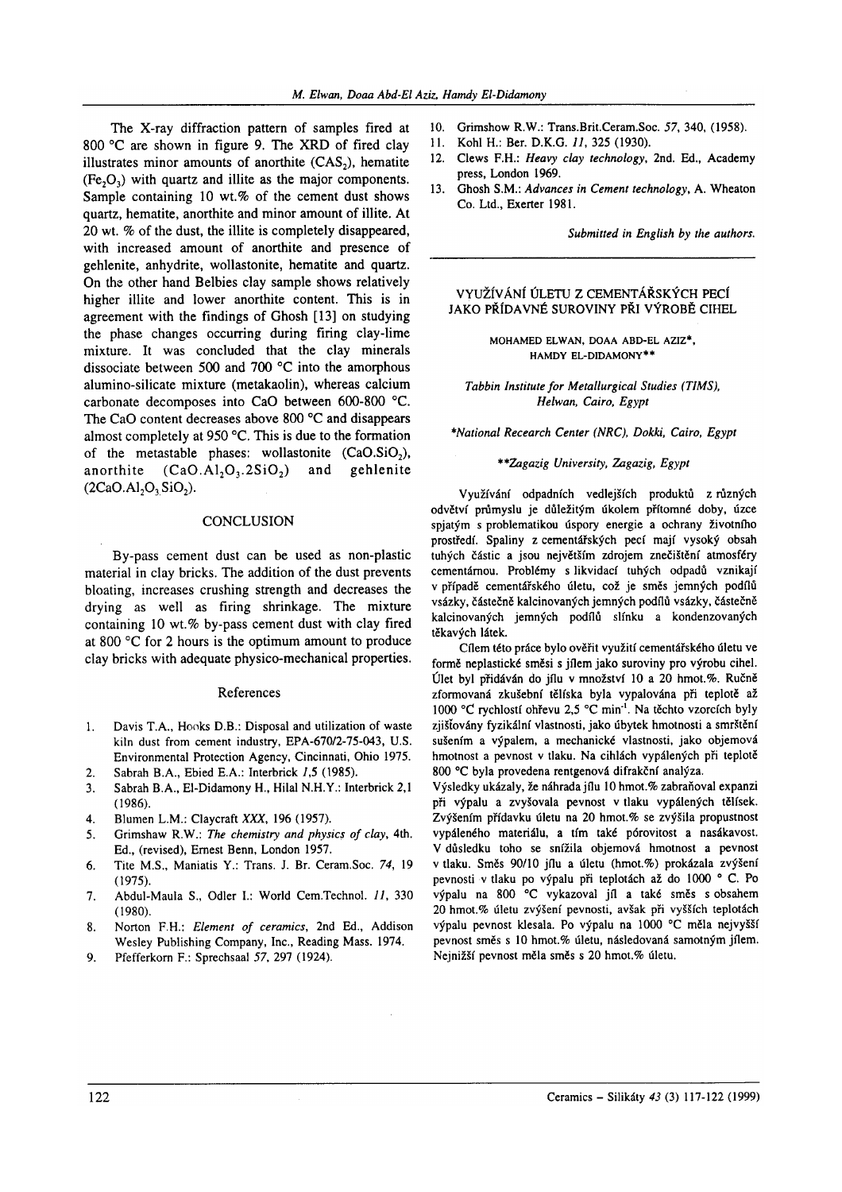The X-ray diffraction pattern of samples fired at 800 °C are shown in figure 9. The XRD of fired clay illustrates minor amounts of anorthite ($CAS_2$), hematite ($Fe_2O_3$) with quartz and illite as the major components. Sample containing 10 wt.% of the cement dust shows quartz, hematite, anorthite and minor amount of illite. At 20 wt. % of the dust, the illite is completely disappeared, with increased amount of anorthite and presence of gehlenite, anhydrite, wollastonite, hematite and quartz. On the other hand Belbies clay sample shows relatively higher illite and lower anorthite content. This is in agreement with the findings of Ghosh [13] on studying the phase changes occurring during firing clay-lime mixture. It was concluded that the clay minerals dissociate between 500 and 700 °C into the amorphous alumino-silicate mixture (metakaolin), whereas calcium carbonate decomposes into CaO between 600-800 °C. The CaO content decreases above 800 °C and disappears almost completely at 950 °C. This is due to the formation of the metastable phases: wollastonite ($CaO.SiO_2$), anorthite ($CaO.Al_2O_3.2SiO_2$) and gehlenite ($2CaO.Al_2O_3.SiO_2$).

## CONCLUSION

By-pass cement dust can be used as non-plastic material in clay bricks. The addition of the dust prevents bloating, increases crushing strength and decreases the drying as well as firing shrinkage. The mixture containing 10 wt.% by-pass cement dust with clay fired at 800 °C for 2 hours is the optimum amount to produce clay bricks with adequate physico-mechanical properties.

## References

1. Davis T.A., Hooks D.B.: Disposal and utilization of waste kiln dust from cement industry, EPA-670/2-75-043, U.S. Environmental Protection Agency, Cincinnati, Ohio 1975.
2. Sabrah B.A., Ebied E.A.: Interbrick *1*,5 (1985).
3. Sabrah B.A., El-Didamony H., Hilal N.H.Y.: Interbrick 2,1 (1986).
4. Blumen L.M.: Claycraft *XXX*, 196 (1957).
5. Grimshaw R.W.: *The chemistry and physics of clay*, 4th. Ed., (revised), Ernest Benn, London 1957.
6. Tite M.S., Maniatis Y.: Trans. J. Br. Ceram.Soc. *74*, 19 (1975).
7. Abdul-Maula S., Odler I.: World Cem.Technol. *11*, 330 (1980).
8. Norton F.H.: *Element of ceramics*, 2nd Ed., Addison Wesley Publishing Company, Inc., Reading Mass. 1974.
9. Pfefferkorn F.: Sprechsaal *57*, 297 (1924).
10. Grimshow R.W.: Trans.Brit.Ceram.Soc. *57*, 340, (1958).
11. Kohl H.: Ber. D.K.G. *11*, 325 (1930).
12. Clews F.H.: *Heavy clay technology*, 2nd. Ed., Academy press, London 1969.
13. Ghosh S.M.: *Advances in Cement technology*, A. Wheaton Co. Ltd., Exerter 1981.

*Submitted in English by the authors.*

## VYUŽÍVÁNÍ ÚLETU Z CEMENTÁŘSKÝCH PECÍ JAKO PŘÍDAVNÉ SUROVINY PŘI VÝROBĚ CIHEL

MOHAMED ELWAN, DOAA ABD-EL AZIZ*, HAMDY EL-DIDAMONY**

*Tabbin Institute for Metallurgical Studies (TIMS), Helwan, Cairo, Egypt*

**National Recearch Center (NRC), Dokki, Cairo, Egypt*

***Zagazig University, Zagazig, Egypt*

Využívání odpadních vedlejších produktů z různých odvětví průmyslu je důležitým úkolem přítomné doby, úzce spjatým s problematikou úspory energie a ochrany životního prostředí. Spaliny z cementářských pecí mají vysoký obsah tuhých částic a jsou největším zdrojem znečištění atmosféry cementárnou. Problémy s likvidací tuhých odpadů vznikají v případě cementářského úletu, což je směs jemných podílů vsázky, částečně kalcinovaných jemných podílů vsázky, částečně kalcinovaných jemných podílů slínku a kondenzovaných těkavých látek.

Cílem této práce bylo ověřit využití cementářského úletu ve formě neplastické směsi s jílem jako suroviny pro výrobu cihel. Úlet byl přidáván do jílu v množství 10 a 20 hmot.%. Ručně zformovaná zkušební tělíska byla vypalována při teplotě až 1000 °C rychlostí ohřevu 2,5 °C min$^{-1}$. Na těchto vzorcích byly zjišťovány fyzikální vlastnosti, jako úbytek hmotnosti a smrštění sušením a výpalem, a mechanické vlastnosti, jako objemová hmotnost a pevnost v tlaku. Na cihlách vypálených při teplotě 800 °C byla provedena rentgenová difrakční analýza.

Výsledky ukázaly, že náhrada jílu 10 hmot.% zabraňoval expanzi při výpalu a zvyšovala pevnost v tlaku vypálených tělísek. Zvýšením přídavku úletu na 20 hmot.% se zvýšila propustnost vypáleného materiálu, a tím také pórovitost a nasákavost. V důsledku toho se snížila objemová hmotnost a pevnost v tlaku. Směs 90/10 jílu a úletu (hmot.%) prokázala zvýšení pevnosti v tlaku po výpalu při teplotách až do 1000 ° C. Po výpalu na 800 °C vykazoval jíl a také směs s obsahem 20 hmot.% úletu zvýšení pevnosti, avšak při vyšších teplotách výpalu pevnost klesala. Po výpalu na 1000 °C měla nejvyšší pevnost směs s 10 hmot.% úletu, následovaná samotným jílem. Nejnižší pevnost měla směs s 20 hmot.% úletu.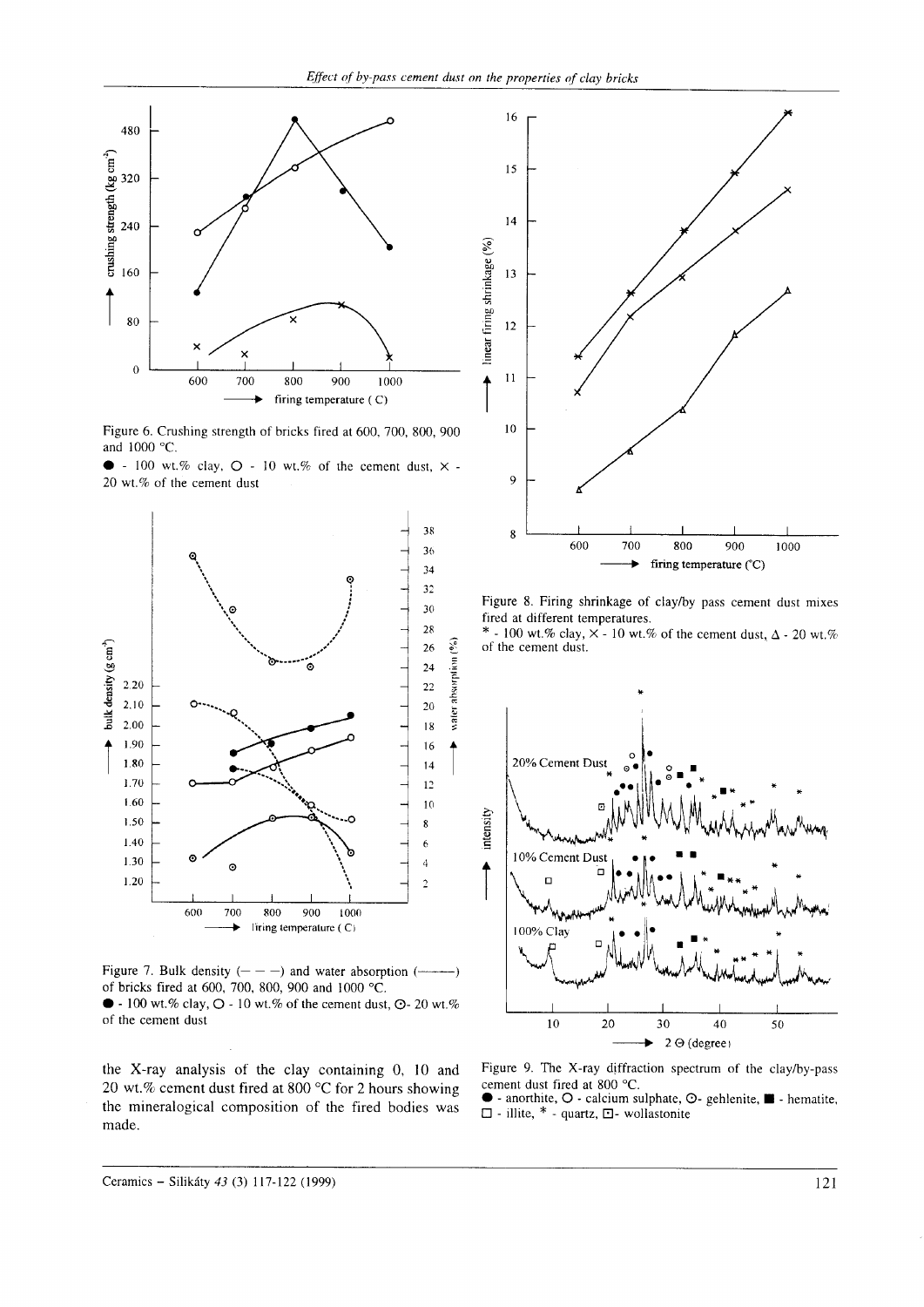Figure 6. Crushing strength of bricks fired at 600, 700, 800, 900 and 1000 °C.
● - 100 wt.% clay, ○ - 10 wt.% of the cement dust, × - 20 wt.% of the cement dust

Figure 7. Bulk density (— — —) and water absorption (———) of bricks fired at 600, 700, 800, 900 and 1000 °C.
● - 100 wt.% clay, ○ - 10 wt.% of the cement dust, ⊙- 20 wt.% of the cement dust

the X-ray analysis of the clay containing 0, 10 and 20 wt.% cement dust fired at 800 °C for 2 hours showing the mineralogical composition of the fired bodies was made.

Figure 8. Firing shrinkage of clay/by pass cement dust mixes fired at different temperatures.
* - 100 wt.% clay, × - 10 wt.% of the cement dust, Δ - 20 wt.% of the cement dust.

Figure 9. The X-ray diffraction spectrum of the clay/by-pass cement dust fired at 800 °C.
● - anorthite, ○ - calcium sulphate, ⊙- gehlenite, ■ - hematite, □ - illite, * - quartz, ⊡- wollastonite